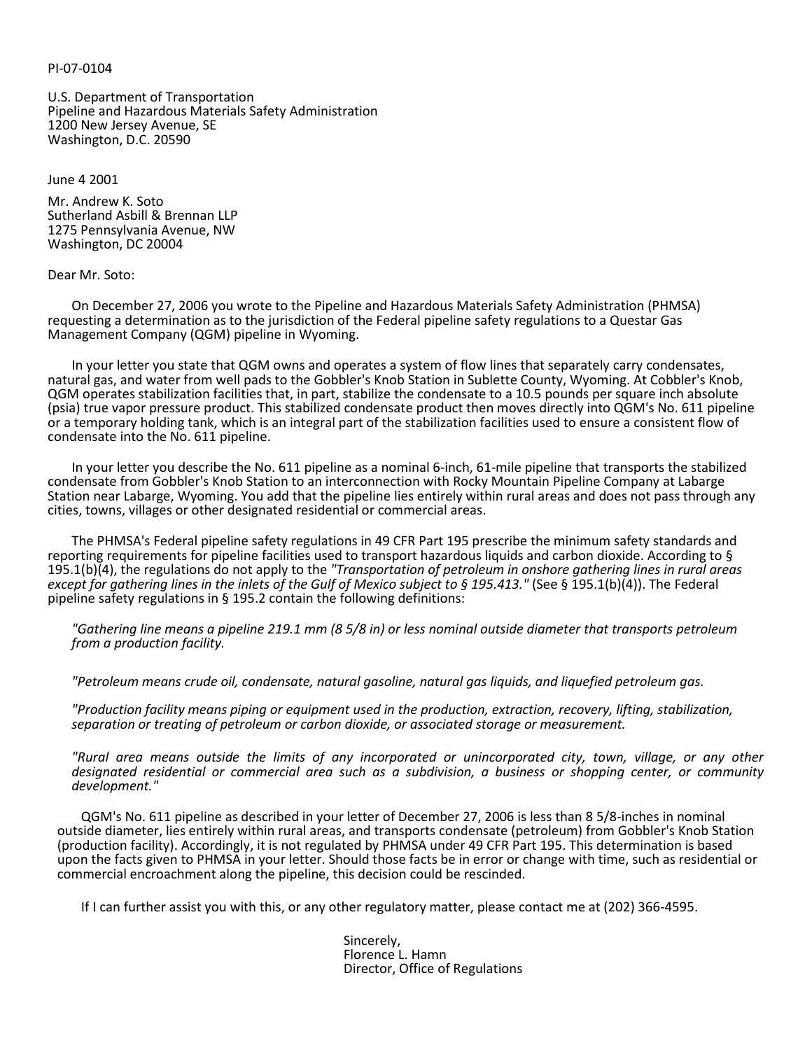PI-07-0104

U.S. Department of Transportation
Pipeline and Hazardous Materials Safety Administration
1200 New Jersey Avenue, SE
Washington, D.C. 20590

June 4 2001

Mr. Andrew K. Soto
Sutherland Asbill & Brennan LLP
1275 Pennsylvania Avenue, NW
Washington, DC 20004

Dear Mr. Soto:

On December 27, 2006 you wrote to the Pipeline and Hazardous Materials Safety Administration (PHMSA) requesting a determination as to the jurisdiction of the Federal pipeline safety regulations to a Questar Gas Management Company (QGM) pipeline in Wyoming.

In your letter you state that QGM owns and operates a system of flow lines that separately carry condensates, natural gas, and water from well pads to the Gobbler's Knob Station in Sublette County, Wyoming. At Cobbler's Knob, QGM operates stabilization facilities that, in part, stabilize the condensate to a 10.5 pounds per square inch absolute (psia) true vapor pressure product. This stabilized condensate product then moves directly into QGM's No. 611 pipeline or a temporary holding tank, which is an integral part of the stabilization facilities used to ensure a consistent flow of condensate into the No. 611 pipeline.

In your letter you describe the No. 611 pipeline as a nominal 6-inch, 61-mile pipeline that transports the stabilized condensate from Gobbler's Knob Station to an interconnection with Rocky Mountain Pipeline Company at Labarge Station near Labarge, Wyoming. You add that the pipeline lies entirely within rural areas and does not pass through any cities, towns, villages or other designated residential or commercial areas.

The PHMSA's Federal pipeline safety regulations in 49 CFR Part 195 prescribe the minimum safety standards and reporting requirements for pipeline facilities used to transport hazardous liquids and carbon dioxide. According to § 195.1(b)(4), the regulations do not apply to the *"Transportation of petroleum in onshore gathering lines in rural areas except for gathering lines in the inlets of the Gulf of Mexico subject to § 195.413."* (See § 195.1(b)(4)). The Federal pipeline safety regulations in § 195.2 contain the following definitions:

> *"Gathering line means a pipeline 219.1 mm (8 5/8 in) or less nominal outside diameter that transports petroleum from a production facility.*
>
> *"Petroleum means crude oil, condensate, natural gasoline, natural gas liquids, and liquefied petroleum gas.*
>
> *"Production facility means piping or equipment used in the production, extraction, recovery, lifting, stabilization, separation or treating of petroleum or carbon dioxide, or associated storage or measurement.*
>
> *"Rural area means outside the limits of any incorporated or unincorporated city, town, village, or any other designated residential or commercial area such as a subdivision, a business or shopping center, or community development."*

QGM's No. 611 pipeline as described in your letter of December 27, 2006 is less than 8 5/8-inches in nominal outside diameter, lies entirely within rural areas, and transports condensate (petroleum) from Gobbler's Knob Station (production facility). Accordingly, it is not regulated by PHMSA under 49 CFR Part 195. This determination is based upon the facts given to PHMSA in your letter. Should those facts be in error or change with time, such as residential or commercial encroachment along the pipeline, this decision could be rescinded.

If I can further assist you with this, or any other regulatory matter, please contact me at (202) 366-4595.

Sincerely,
Florence L. Hamn
Director, Office of Regulations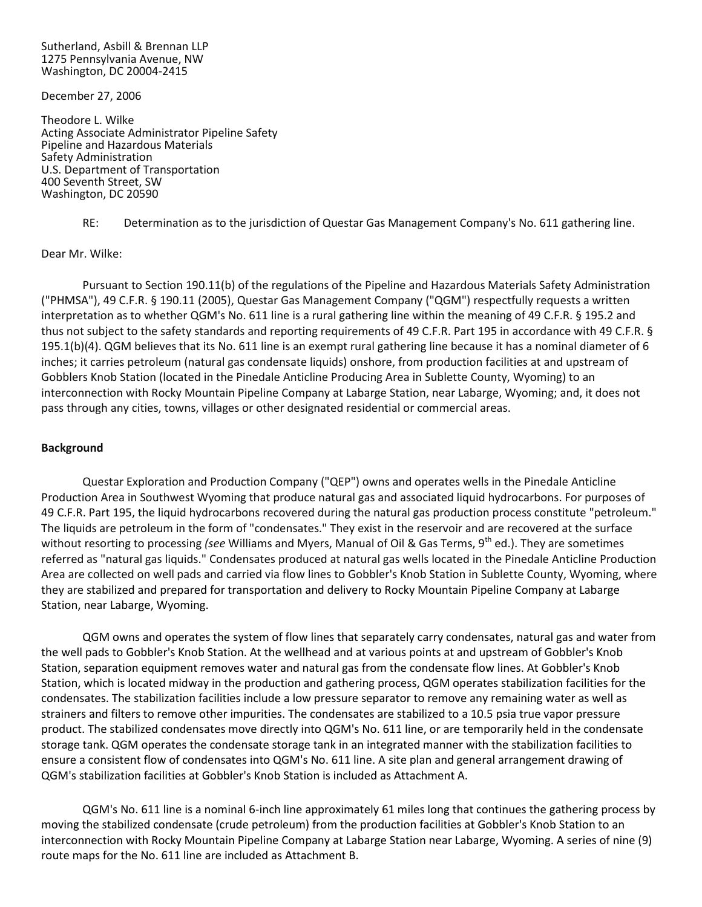Sutherland, Asbill & Brennan LLP
1275 Pennsylvania Avenue, NW
Washington, DC 20004-2415

December 27, 2006

Theodore L. Wilke
Acting Associate Administrator Pipeline Safety
Pipeline and Hazardous Materials
Safety Administration
U.S. Department of Transportation
400 Seventh Street, SW
Washington, DC 20590

RE: Determination as to the jurisdiction of Questar Gas Management Company's No. 611 gathering line.

Dear Mr. Wilke:

Pursuant to Section 190.11(b) of the regulations of the Pipeline and Hazardous Materials Safety Administration ("PHMSA"), 49 C.F.R. § 190.11 (2005), Questar Gas Management Company ("QGM") respectfully requests a written interpretation as to whether QGM's No. 611 line is a rural gathering line within the meaning of 49 C.F.R. § 195.2 and thus not subject to the safety standards and reporting requirements of 49 C.F.R. Part 195 in accordance with 49 C.F.R. § 195.1(b)(4). QGM believes that its No. 611 line is an exempt rural gathering line because it has a nominal diameter of 6 inches; it carries petroleum (natural gas condensate liquids) onshore, from production facilities at and upstream of Gobblers Knob Station (located in the Pinedale Anticline Producing Area in Sublette County, Wyoming) to an interconnection with Rocky Mountain Pipeline Company at Labarge Station, near Labarge, Wyoming; and, it does not pass through any cities, towns, villages or other designated residential or commercial areas.

**Background**

Questar Exploration and Production Company ("QEP") owns and operates wells in the Pinedale Anticline Production Area in Southwest Wyoming that produce natural gas and associated liquid hydrocarbons. For purposes of 49 C.F.R. Part 195, the liquid hydrocarbons recovered during the natural gas production process constitute "petroleum." The liquids are petroleum in the form of "condensates." They exist in the reservoir and are recovered at the surface without resorting to processing *(see* Williams and Myers, Manual of Oil & Gas Terms, 9th ed.). They are sometimes referred as "natural gas liquids." Condensates produced at natural gas wells located in the Pinedale Anticline Production Area are collected on well pads and carried via flow lines to Gobbler's Knob Station in Sublette County, Wyoming, where they are stabilized and prepared for transportation and delivery to Rocky Mountain Pipeline Company at Labarge Station, near Labarge, Wyoming.

QGM owns and operates the system of flow lines that separately carry condensates, natural gas and water from the well pads to Gobbler's Knob Station. At the wellhead and at various points at and upstream of Gobbler's Knob Station, separation equipment removes water and natural gas from the condensate flow lines. At Gobbler's Knob Station, which is located midway in the production and gathering process, QGM operates stabilization facilities for the condensates. The stabilization facilities include a low pressure separator to remove any remaining water as well as strainers and filters to remove other impurities. The condensates are stabilized to a 10.5 psia true vapor pressure product. The stabilized condensates move directly into QGM's No. 611 line, or are temporarily held in the condensate storage tank. QGM operates the condensate storage tank in an integrated manner with the stabilization facilities to ensure a consistent flow of condensates into QGM's No. 611 line. A site plan and general arrangement drawing of QGM's stabilization facilities at Gobbler's Knob Station is included as Attachment A.

QGM's No. 611 line is a nominal 6-inch line approximately 61 miles long that continues the gathering process by moving the stabilized condensate (crude petroleum) from the production facilities at Gobbler's Knob Station to an interconnection with Rocky Mountain Pipeline Company at Labarge Station near Labarge, Wyoming. A series of nine (9) route maps for the No. 611 line are included as Attachment B.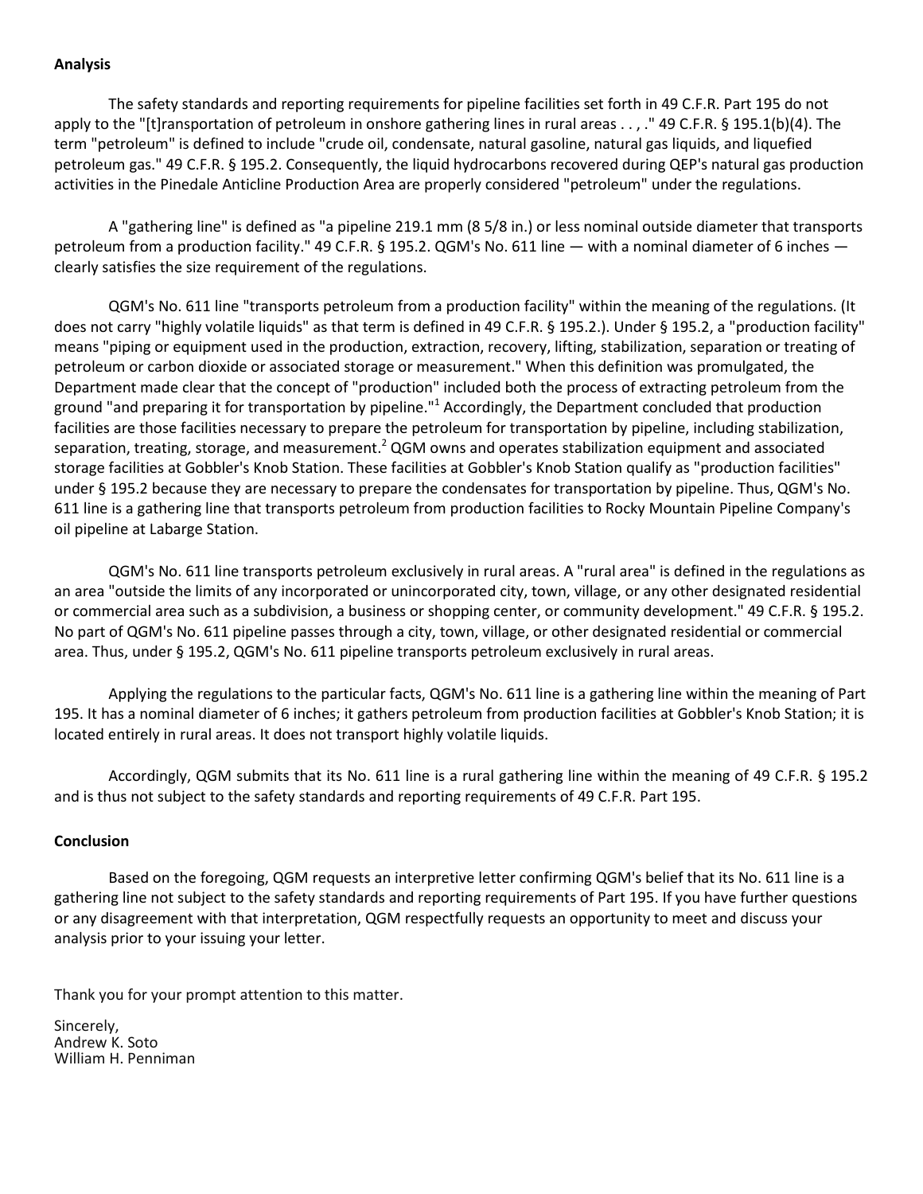**Analysis**

The safety standards and reporting requirements for pipeline facilities set forth in 49 C.F.R. Part 195 do not apply to the "[t]ransportation of petroleum in onshore gathering lines in rural areas . . , ." 49 C.F.R. § 195.1(b)(4). The term "petroleum" is defined to include "crude oil, condensate, natural gasoline, natural gas liquids, and liquefied petroleum gas." 49 C.F.R. § 195.2. Consequently, the liquid hydrocarbons recovered during QEP's natural gas production activities in the Pinedale Anticline Production Area are properly considered "petroleum" under the regulations.

A "gathering line" is defined as "a pipeline 219.1 mm (8 5/8 in.) or less nominal outside diameter that transports petroleum from a production facility." 49 C.F.R. § 195.2. QGM's No. 611 line — with a nominal diameter of 6 inches — clearly satisfies the size requirement of the regulations.

QGM's No. 611 line "transports petroleum from a production facility" within the meaning of the regulations. (It does not carry "highly volatile liquids" as that term is defined in 49 C.F.R. § 195.2.). Under § 195.2, a "production facility" means "piping or equipment used in the production, extraction, recovery, lifting, stabilization, separation or treating of petroleum or carbon dioxide or associated storage or measurement." When this definition was promulgated, the Department made clear that the concept of "production" included both the process of extracting petroleum from the ground "and preparing it for transportation by pipeline."[1] Accordingly, the Department concluded that production facilities are those facilities necessary to prepare the petroleum for transportation by pipeline, including stabilization, separation, treating, storage, and measurement.[2] QGM owns and operates stabilization equipment and associated storage facilities at Gobbler's Knob Station. These facilities at Gobbler's Knob Station qualify as "production facilities" under § 195.2 because they are necessary to prepare the condensates for transportation by pipeline. Thus, QGM's No. 611 line is a gathering line that transports petroleum from production facilities to Rocky Mountain Pipeline Company's oil pipeline at Labarge Station.

QGM's No. 611 line transports petroleum exclusively in rural areas. A "rural area" is defined in the regulations as an area "outside the limits of any incorporated or unincorporated city, town, village, or any other designated residential or commercial area such as a subdivision, a business or shopping center, or community development." 49 C.F.R. § 195.2. No part of QGM's No. 611 pipeline passes through a city, town, village, or other designated residential or commercial area. Thus, under § 195.2, QGM's No. 611 pipeline transports petroleum exclusively in rural areas.

Applying the regulations to the particular facts, QGM's No. 611 line is a gathering line within the meaning of Part 195. It has a nominal diameter of 6 inches; it gathers petroleum from production facilities at Gobbler's Knob Station; it is located entirely in rural areas. It does not transport highly volatile liquids.

Accordingly, QGM submits that its No. 611 line is a rural gathering line within the meaning of 49 C.F.R. § 195.2 and is thus not subject to the safety standards and reporting requirements of 49 C.F.R. Part 195.

**Conclusion**

Based on the foregoing, QGM requests an interpretive letter confirming QGM's belief that its No. 611 line is a gathering line not subject to the safety standards and reporting requirements of Part 195. If you have further questions or any disagreement with that interpretation, QGM respectfully requests an opportunity to meet and discuss your analysis prior to your issuing your letter.

Thank you for your prompt attention to this matter.

Sincerely,
Andrew K. Soto
William H. Penniman